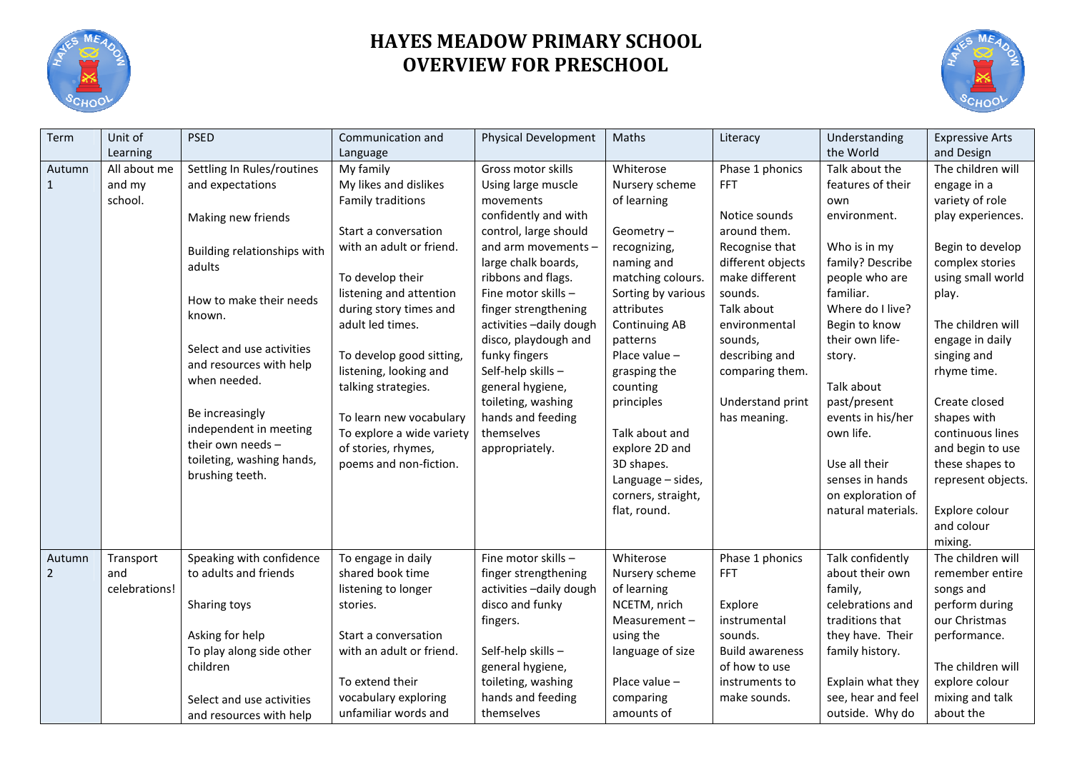# HAYES MEADOW PRIMARY SCHOOL
# OVERVIEW FOR PRESCHOOL

| Term | Unit of Learning | PSED | Communication and Language | Physical Development | Maths | Literacy | Understanding the World | Expressive Arts and Design |
|---|---|---|---|---|---|---|---|---|
| Autumn 1 | All about me and my school. | Settling In Rules/routines and expectations<br><br>Making new friends<br><br>Building relationships with adults<br><br>How to make their needs known.<br><br>Select and use activities and resources with help when needed.<br><br>Be increasingly independent in meeting their own needs – toileting, washing hands, brushing teeth. | My family<br>My likes and dislikes<br>Family traditions<br><br>Start a conversation with an adult or friend.<br><br>To develop their listening and attention during story times and adult led times.<br><br>To develop good sitting, listening, looking and talking strategies.<br><br>To learn new vocabulary<br>To explore a wide variety of stories, rhymes, poems and non-fiction. | Gross motor skills<br>Using large muscle movements confidently and with control, large should and arm movements – large chalk boards, ribbons and flags.<br>Fine motor skills – finger strengthening activities –daily dough disco, playdough and funky fingers<br>Self-help skills – general hygiene, toileting, washing hands and feeding themselves appropriately. | Whiterose Nursery scheme of learning<br><br>Geometry – recognizing, naming and matching colours.<br>Sorting by various attributes<br>Continuing AB patterns<br>Place value – grasping the counting principles<br><br>Talk about and explore 2D and 3D shapes.<br>Language – sides, corners, straight, flat, round. | Phase 1 phonics FFT<br><br>Notice sounds around them.<br>Recognise that different objects make different sounds.<br>Talk about environmental sounds, describing and comparing them.<br><br>Understand print has meaning. | Talk about the features of their own environment.<br><br>Who is in my family? Describe people who are familiar.<br>Where do I live?<br>Begin to know their own life-story.<br><br>Talk about past/present events in his/her own life.<br><br>Use all their senses in hands on exploration of natural materials. | The children will engage in a variety of role play experiences.<br><br>Begin to develop complex stories using small world play.<br><br>The children will engage in daily singing and rhyme time.<br><br>Create closed shapes with continuous lines and begin to use these shapes to represent objects.<br><br>Explore colour and colour mixing. |
| Autumn 2 | Transport and celebrations! | Speaking with confidence to adults and friends<br><br>Sharing toys<br><br>Asking for help<br>To play along side other children<br><br>Select and use activities and resources with help | To engage in daily shared book time listening to longer stories.<br><br>Start a conversation with an adult or friend.<br><br>To extend their vocabulary exploring unfamiliar words and | Fine motor skills – finger strengthening activities –daily dough disco and funky fingers.<br><br>Self-help skills – general hygiene, toileting, washing hands and feeding themselves | Whiterose Nursery scheme of learning<br>NCETM, nrich<br>Measurement – using the language of size<br><br>Place value – comparing amounts of | Phase 1 phonics FFT<br><br>Explore instrumental sounds.<br>Build awareness of how to use instruments to make sounds. | Talk confidently about their own family, celebrations and traditions that they have. Their family history.<br><br>Explain what they see, hear and feel outside. Why do | The children will remember entire songs and perform during our Christmas performance.<br><br>The children will explore colour mixing and talk about the |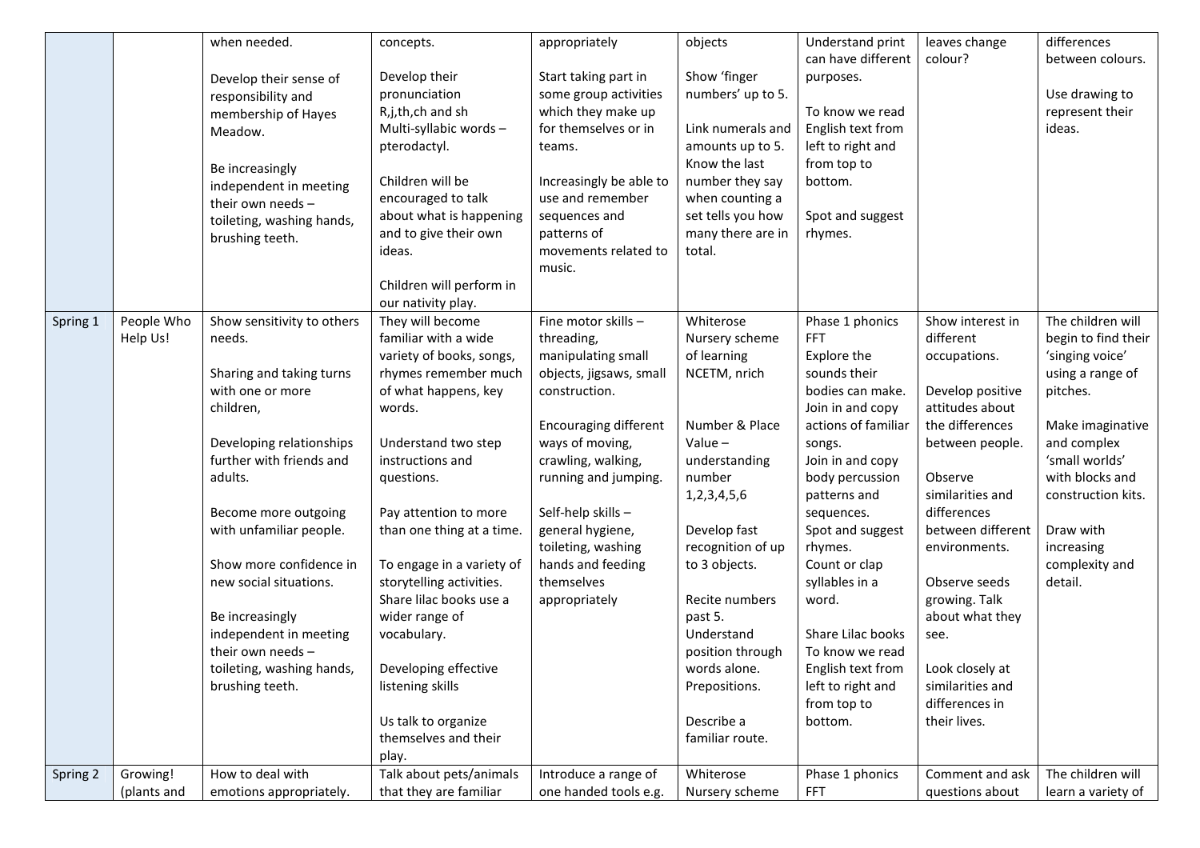| | | | | | | | | |
|---|---|---|---|---|---|---|---|---|
| | | when needed.<br><br>Develop their sense of responsibility and membership of Hayes Meadow.<br><br>Be increasingly independent in meeting their own needs – toileting, washing hands, brushing teeth. | concepts.<br><br>Develop their pronunciation R,j,th,ch and sh Multi-syllabic words – pterodactyl.<br><br>Children will be encouraged to talk about what is happening and to give their own ideas.<br><br>Children will perform in our nativity play. | appropriately<br><br>Start taking part in some group activities which they make up for themselves or in teams.<br><br>Increasingly be able to use and remember sequences and patterns of movements related to music. | objects<br><br>Show 'finger numbers' up to 5.<br><br>Link numerals and amounts up to 5. Know the last number they say when counting a set tells you how many there are in total. | Understand print can have different purposes.<br><br>To know we read English text from left to right and from top to bottom.<br><br>Spot and suggest rhymes. | leaves change colour? | differences between colours.<br><br>Use drawing to represent their ideas. |
| Spring 1 | People Who Help Us! | Show sensitivity to others needs.<br><br>Sharing and taking turns with one or more children,<br><br>Developing relationships further with friends and adults.<br><br>Become more outgoing with unfamiliar people.<br><br>Show more confidence in new social situations.<br><br>Be increasingly independent in meeting their own needs – toileting, washing hands, brushing teeth. | They will become familiar with a wide variety of books, songs, rhymes remember much of what happens, key words.<br><br>Understand two step instructions and questions.<br><br>Pay attention to more than one thing at a time.<br><br>To engage in a variety of storytelling activities. Share lilac books use a wider range of vocabulary.<br><br>Developing effective listening skills<br><br>Us talk to organize themselves and their play. | Fine motor skills – threading, manipulating small objects, jigsaws, small construction.<br><br>Encouraging different ways of moving, crawling, walking, running and jumping.<br><br>Self-help skills – general hygiene, toileting, washing hands and feeding themselves appropriately | Whiterose Nursery scheme of learning NCETM, nrich<br><br>Number & Place Value – understanding number 1,2,3,4,5,6<br><br>Develop fast recognition of up to 3 objects.<br><br>Recite numbers past 5.<br>Understand position through words alone. Prepositions.<br><br>Describe a familiar route. | Phase 1 phonics FFT<br>Explore the sounds their bodies can make.<br>Join in and copy actions of familiar songs.<br>Join in and copy body percussion patterns and sequences.<br>Spot and suggest rhymes.<br>Count or clap syllables in a word.<br><br>Share Lilac books To know we read English text from left to right and from top to bottom. | Show interest in different occupations.<br><br>Develop positive attitudes about the differences between people.<br><br>Observe similarities and differences between different environments.<br><br>Observe seeds growing. Talk about what they see.<br><br>Look closely at similarities and differences in their lives. | The children will begin to find their 'singing voice' using a range of pitches.<br><br>Make imaginative and complex 'small worlds' with blocks and construction kits.<br><br>Draw with increasing complexity and detail. |
| Spring 2 | Growing! (plants and | How to deal with emotions appropriately. | Talk about pets/animals that they are familiar | Introduce a range of one handed tools e.g. | Whiterose Nursery scheme | Phase 1 phonics FFT | Comment and ask questions about | The children will learn a variety of |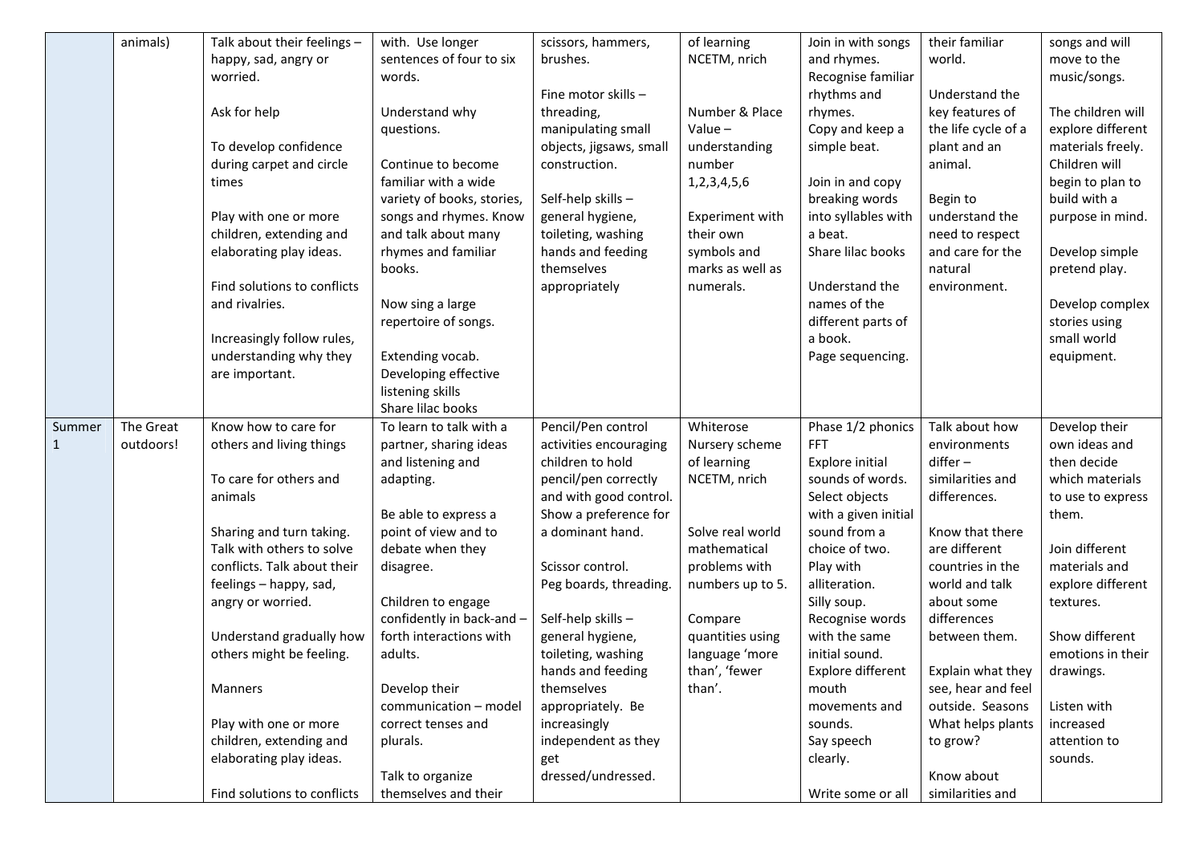| | | | | | | | | |
|---|---|---|---|---|---|---|---|---|
| | animals) | Talk about their feelings – happy, sad, angry or worried.<br><br>Ask for help<br><br>To develop confidence during carpet and circle times<br><br>Play with one or more children, extending and elaborating play ideas.<br><br>Find solutions to conflicts and rivalries.<br><br>Increasingly follow rules, understanding why they are important. | with. Use longer sentences of four to six words.<br><br>Understand why questions.<br><br>Continue to become familiar with a wide variety of books, stories, songs and rhymes. Know and talk about many rhymes and familiar books.<br><br>Now sing a large repertoire of songs.<br><br>Extending vocab.<br>Developing effective listening skills<br>Share lilac books | scissors, hammers, brushes.<br><br>Fine motor skills – threading, manipulating small objects, jigsaws, small construction.<br><br>Self-help skills – general hygiene, toileting, washing hands and feeding themselves appropriately | of learning NCETM, nrich<br><br>Number & Place Value – understanding number 1,2,3,4,5,6<br><br>Experiment with their own symbols and marks as well as numerals. | Join in with songs and rhymes.<br>Recognise familiar rhythms and rhymes.<br>Copy and keep a simple beat.<br><br>Join in and copy breaking words into syllables with a beat.<br>Share lilac books<br><br>Understand the names of the different parts of a book.<br>Page sequencing. | their familiar world.<br><br>Understand the key features of the life cycle of a plant and an animal.<br><br>Begin to understand the need to respect and care for the natural environment. | songs and will move to the music/songs.<br><br>The children will explore different materials freely. Children will begin to plan to build with a purpose in mind.<br><br>Develop simple pretend play.<br><br>Develop complex stories using small world equipment. |
| Summer 1 | The Great outdoors! | Know how to care for others and living things<br><br>To care for others and animals<br><br>Sharing and turn taking. Talk with others to solve conflicts. Talk about their feelings – happy, sad, angry or worried.<br><br>Understand gradually how others might be feeling.<br><br>Manners<br><br>Play with one or more children, extending and elaborating play ideas.<br><br>Find solutions to conflicts | To learn to talk with a partner, sharing ideas and listening and adapting.<br><br>Be able to express a point of view and to debate when they disagree.<br><br>Children to engage confidently in back-and – forth interactions with adults.<br><br>Develop their communication – model correct tenses and plurals.<br><br>Talk to organize themselves and their | Pencil/Pen control activities encouraging children to hold pencil/pen correctly and with good control. Show a preference for a dominant hand.<br><br>Scissor control.<br>Peg boards, threading.<br><br>Self-help skills – general hygiene, toileting, washing hands and feeding themselves appropriately. Be increasingly independent as they get dressed/undressed. | Whiterose Nursery scheme of learning NCETM, nrich<br><br>Solve real world mathematical problems with numbers up to 5.<br><br>Compare quantities using language 'more than', 'fewer than'. | Phase 1/2 phonics FFT<br>Explore initial sounds of words.<br>Select objects with a given initial sound from a choice of two.<br>Play with alliteration.<br>Silly soup.<br>Recognise words with the same initial sound.<br>Explore different mouth movements and sounds.<br>Say speech clearly.<br><br>Write some or all | Talk about how environments differ – similarities and differences.<br><br>Know that there are different countries in the world and talk about some differences between them.<br><br>Explain what they see, hear and feel outside. Seasons What helps plants to grow?<br><br>Know about similarities and | Develop their own ideas and then decide which materials to use to express them.<br><br>Join different materials and explore different textures.<br><br>Show different emotions in their drawings.<br><br>Listen with increased attention to sounds. |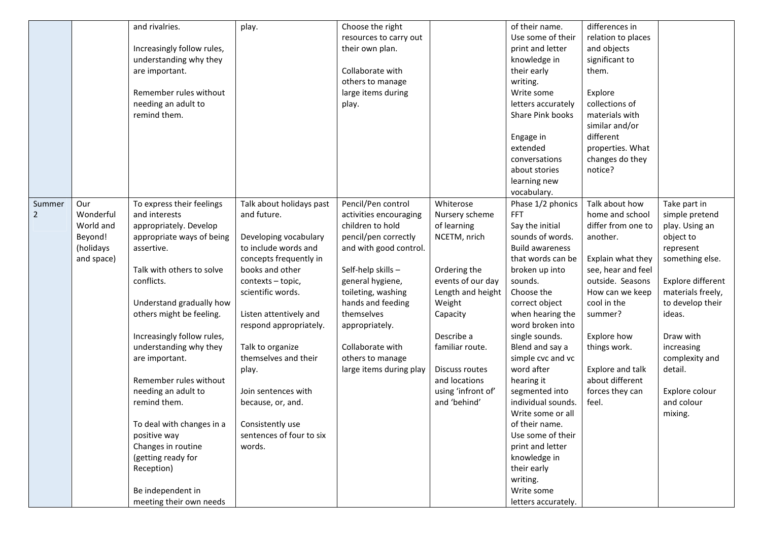| | | | | | | | | |
|---|---|---|---|---|---|---|---|---|
| | | and rivalries.<br><br>Increasingly follow rules, understanding why they are important.<br><br>Remember rules without needing an adult to remind them. | play. | Choose the right resources to carry out their own plan.<br><br>Collaborate with others to manage large items during play. | | of their name.<br>Use some of their print and letter knowledge in their early writing.<br>Write some letters accurately<br>Share Pink books<br><br>Engage in extended conversations about stories learning new vocabulary. | differences in relation to places and objects significant to them.<br><br>Explore collections of materials with similar and/or different properties. What changes do they notice? | |
| Summer 2 | Our Wonderful World and Beyond! (holidays and space) | To express their feelings and interests appropriately. Develop appropriate ways of being assertive.<br><br>Talk with others to solve conflicts.<br><br>Understand gradually how others might be feeling.<br><br>Increasingly follow rules, understanding why they are important.<br><br>Remember rules without needing an adult to remind them.<br><br>To deal with changes in a positive way<br>Changes in routine (getting ready for Reception)<br><br>Be independent in meeting their own needs | Talk about holidays past and future.<br><br>Developing vocabulary to include words and concepts frequently in books and other contexts – topic, scientific words.<br><br>Listen attentively and respond appropriately.<br><br>Talk to organize themselves and their play.<br><br>Join sentences with because, or, and.<br><br>Consistently use sentences of four to six words. | Pencil/Pen control activities encouraging children to hold pencil/pen correctly and with good control.<br><br>Self-help skills – general hygiene, toileting, washing hands and feeding themselves appropriately.<br><br>Collaborate with others to manage large items during play | Whiterose Nursery scheme of learning NCETM, nrich<br><br>Ordering the events of our day<br>Length and height<br>Weight<br>Capacity<br><br>Describe a familiar route.<br><br>Discuss routes and locations using 'infront of' and 'behind' | Phase 1/2 phonics FFT<br>Say the initial sounds of words.<br>Build awareness that words can be broken up into sounds.<br>Choose the correct object when hearing the word broken into single sounds.<br>Blend and say a simple cvc and vc word after hearing it segmented into individual sounds.<br>Write some or all of their name.<br>Use some of their print and letter knowledge in their early writing.<br>Write some letters accurately. | Talk about how home and school differ from one to another.<br><br>Explain what they see, hear and feel outside. Seasons How can we keep cool in the summer?<br><br>Explore how things work.<br><br>Explore and talk about different forces they can feel. | Take part in simple pretend play. Using an object to represent something else.<br><br>Explore different materials freely, to develop their ideas.<br><br>Draw with increasing complexity and detail.<br><br>Explore colour and colour mixing. |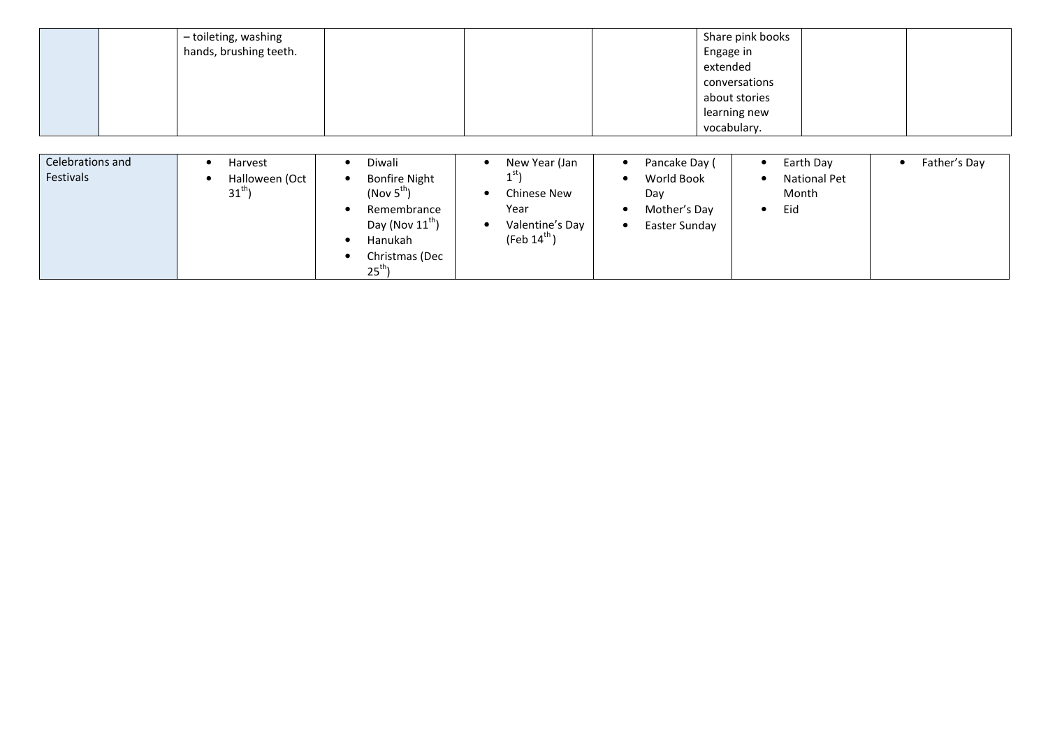| | | | | | | | | |
|---|---|---|---|---|---|---|---|---|
| | | – toileting, washing hands, brushing teeth. | | | | Share pink books Engage in extended conversations about stories learning new vocabulary. | | |

| | | | | | | |
|---|---|---|---|---|---|---|
| Celebrations and Festivals | • Harvest<br>• Halloween (Oct 31$^{th}$) | • Diwali<br>• Bonfire Night (Nov 5$^{th}$)<br>• Remembrance Day (Nov 11$^{th}$)<br>• Hanukah<br>• Christmas (Dec 25$^{th}$) | • New Year (Jan 1$^{st}$)<br>• Chinese New Year<br>• Valentine's Day (Feb 14$^{th}$ ) | • Pancake Day (<br>• World Book Day<br>• Mother's Day<br>• Easter Sunday | • Earth Day<br>• National Pet Month<br>• Eid | • Father's Day |